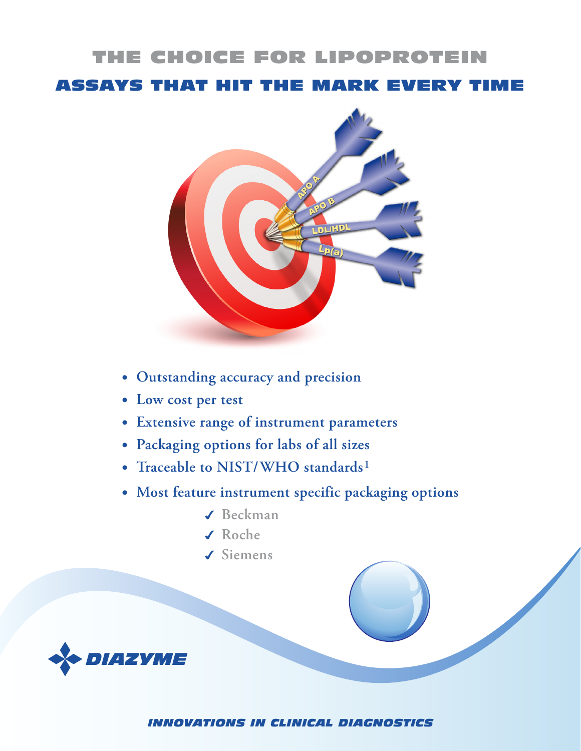# THE CHOICE FOR LIPOPROTEIN

## ASSAYS THAT HIT THE MARK EVERY TIME

- **Outstanding accuracy and precision**
- **Low cost per test**
- **Extensive range of instrument parameters**
- **Packaging options for labs of all sizes**
- **Traceable to NIST/WHO standards[1]**
- **Most feature instrument specific packaging options**
  - ✓ Beckman
  - ✓ Roche
  - ✓ Siemens

DIAZYME

*INNOVATIONS IN CLINICAL DIAGNOSTICS*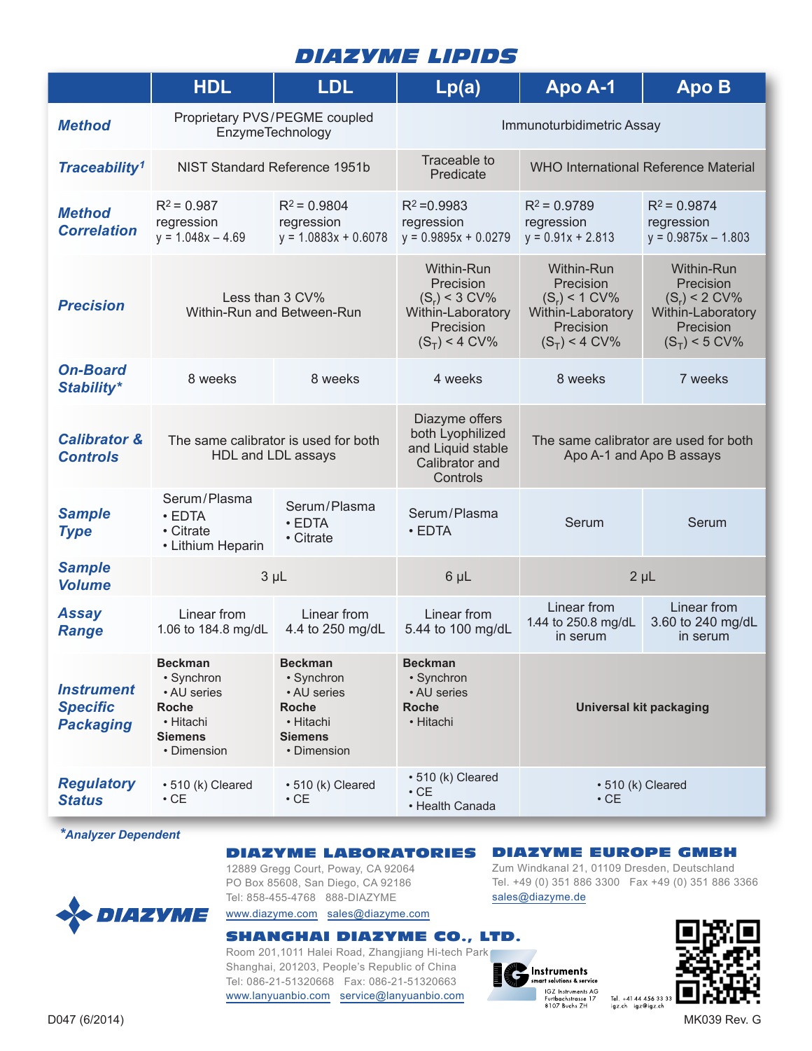# DIAZYME LIPIDS

| | HDL | LDL | Lp(a) | Apo A-1 | Apo B |
|---|---|---|---|---|---|
| ***Method*** | Proprietary PVS/PEGME coupled EnzymeTechnology | | Immunoturbidimetric Assay | | |
| ***Traceability*** [1] | NIST Standard Reference 1951b | | Traceable to Predicate | WHO International Reference Material | |
| ***Method Correlation*** | $R^2$ = 0.987 regression y = 1.048x – 4.69 | $R^2$ = 0.9804 regression y = 1.0883x + 0.6078 | $R^2$ =0.9983 regression y = 0.9895x + 0.0279 | $R^2$ = 0.9789 regression y = 0.91x + 2.813 | $R^2$ = 0.9874 regression y = 0.9875x – 1.803 |
| ***Precision*** | Less than 3 CV% Within-Run and Between-Run | | Within-Run Precision ($S_r$) < 3 CV% Within-Laboratory Precision ($S_T$) < 4 CV% | Within-Run Precision ($S_r$) < 1 CV% Within-Laboratory Precision ($S_T$) < 4 CV% | Within-Run Precision ($S_r$) < 2 CV% Within-Laboratory Precision ($S_T$) < 5 CV% |
| ***On-Board Stability**** | 8 weeks | 8 weeks | 4 weeks | 8 weeks | 7 weeks |
| ***Calibrator & Controls*** | The same calibrator is used for both HDL and LDL assays | | Diazyme offers both Lyophilized and Liquid stable Calibrator and Controls | The same calibrator are used for both Apo A-1 and Apo B assays | |
| ***Sample Type*** | Serum/Plasma • EDTA • Citrate • Lithium Heparin | Serum/Plasma • EDTA • Citrate | Serum/Plasma • EDTA | Serum | Serum |
| ***Sample Volume*** | 3 µL | | 6 µL | 2 µL | |
| ***Assay Range*** | Linear from 1.06 to 184.8 mg/dL | Linear from 4.4 to 250 mg/dL | Linear from 5.44 to 100 mg/dL | Linear from 1.44 to 250.8 mg/dL in serum | Linear from 3.60 to 240 mg/dL in serum |
| ***Instrument Specific Packaging*** | **Beckman** • Synchron • AU series **Roche** • Hitachi **Siemens** • Dimension | **Beckman** • Synchron • AU series **Roche** • Hitachi **Siemens** • Dimension | **Beckman** • Synchron • AU series **Roche** • Hitachi | **Universal kit packaging** | |
| ***Regulatory Status*** | • 510 (k) Cleared • CE | • 510 (k) Cleared • CE | • 510 (k) Cleared • CE • Health Canada | • 510 (k) Cleared • CE | |

****Analyzer Dependent***

DIAZYME

**DIAZYME LABORATORIES**
12889 Gregg Court, Poway, CA 92064
PO Box 85608, San Diego, CA 92186
Tel: 858-455-4768 888-DIAZYME
www.diazyme.com sales@diazyme.com

**DIAZYME EUROPE GMBH**
Zum Windkanal 21, 01109 Dresden, Deutschland
Tel. +49 (0) 351 886 3300 Fax +49 (0) 351 886 3366
sales@diazyme.de

**SHANGHAI DIAZYME CO., LTD.**
Room 201,1011 Halei Road, Zhangjiang Hi-tech Park
Shanghai, 201203, People's Republic of China
Tel: 086-21-51320668 Fax: 086-21-51320663
www.lanyuanbio.com service@lanyuanbio.com

IG Instruments smart solutions & service
IGZ Instruments AG
Furtbachstrasse 17
8107 Buchs ZH
Tel. +41 44 456 33 33
igz.ch igz@igz.ch

D047 (6/2014)

MK039 Rev. G